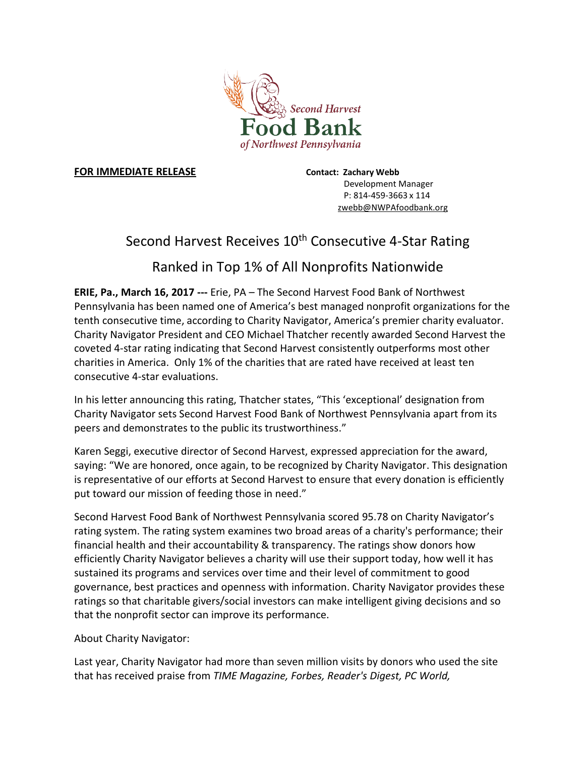Second Harvest
Food Bank
of Northwest Pennsylvania

**FOR IMMEDIATE RELEASE**

**Contact: Zachary Webb**
Development Manager
P: 814-459-3663 x 114
zwebb@NWPAfoodbank.org

# Second Harvest Receives 10th Consecutive 4-Star Rating

## Ranked in Top 1% of All Nonprofits Nationwide

**ERIE, Pa., March 16, 2017 ---** Erie, PA – The Second Harvest Food Bank of Northwest Pennsylvania has been named one of America's best managed nonprofit organizations for the tenth consecutive time, according to Charity Navigator, America's premier charity evaluator. Charity Navigator President and CEO Michael Thatcher recently awarded Second Harvest the coveted 4-star rating indicating that Second Harvest consistently outperforms most other charities in America. Only 1% of the charities that are rated have received at least ten consecutive 4-star evaluations.

In his letter announcing this rating, Thatcher states, "This 'exceptional' designation from Charity Navigator sets Second Harvest Food Bank of Northwest Pennsylvania apart from its peers and demonstrates to the public its trustworthiness."

Karen Seggi, executive director of Second Harvest, expressed appreciation for the award, saying: "We are honored, once again, to be recognized by Charity Navigator. This designation is representative of our efforts at Second Harvest to ensure that every donation is efficiently put toward our mission of feeding those in need."

Second Harvest Food Bank of Northwest Pennsylvania scored 95.78 on Charity Navigator's rating system. The rating system examines two broad areas of a charity's performance; their financial health and their accountability & transparency. The ratings show donors how efficiently Charity Navigator believes a charity will use their support today, how well it has sustained its programs and services over time and their level of commitment to good governance, best practices and openness with information. Charity Navigator provides these ratings so that charitable givers/social investors can make intelligent giving decisions and so that the nonprofit sector can improve its performance.

About Charity Navigator:

Last year, Charity Navigator had more than seven million visits by donors who used the site that has received praise from *TIME Magazine, Forbes, Reader's Digest, PC World,*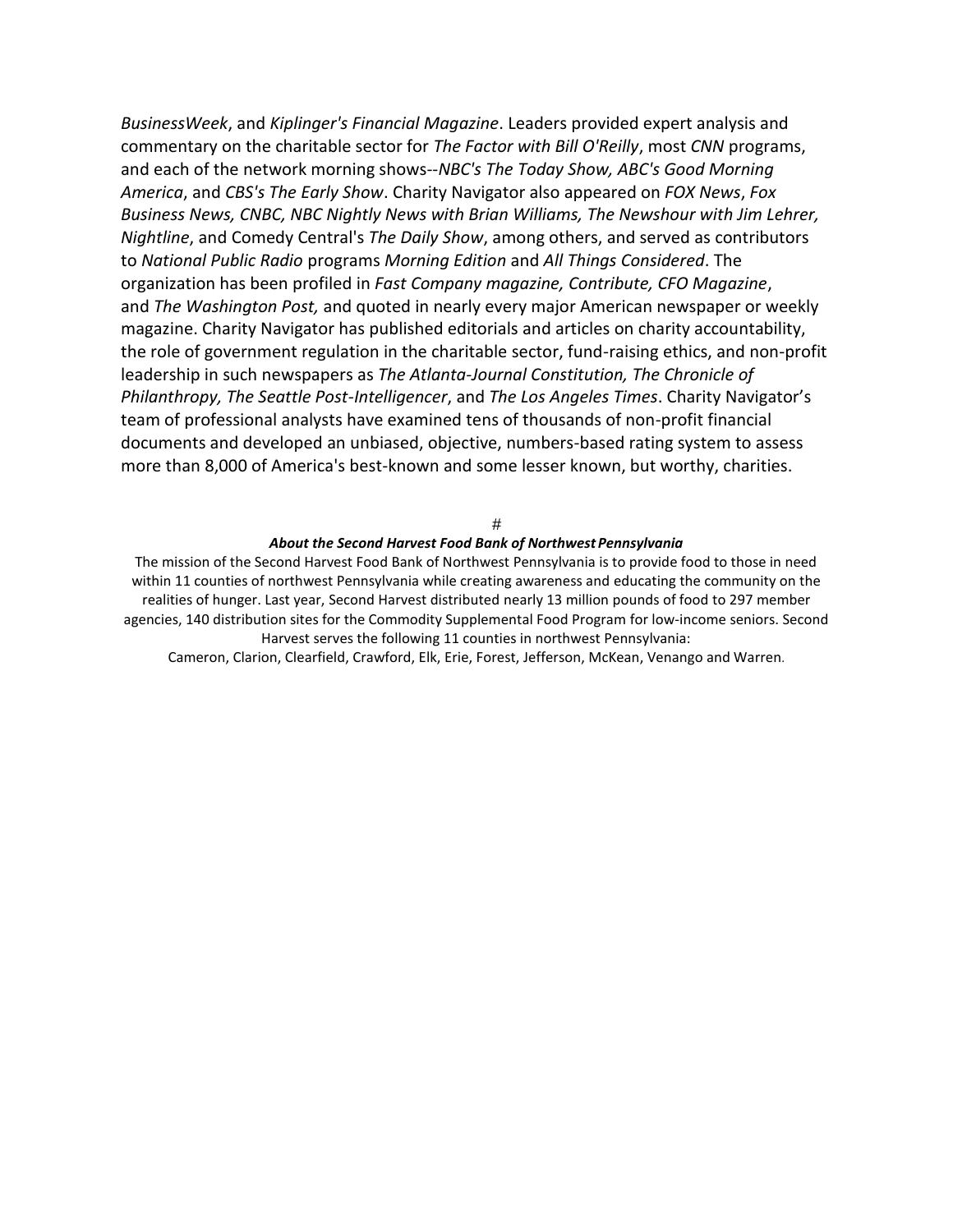*BusinessWeek*, and *Kiplinger's Financial Magazine*. Leaders provided expert analysis and commentary on the charitable sector for *The Factor with Bill O'Reilly*, most *CNN* programs, and each of the network morning shows--*NBC's The Today Show, ABC's Good Morning America*, and *CBS's The Early Show*. Charity Navigator also appeared on *FOX News*, *Fox Business News, CNBC, NBC Nightly News with Brian Williams, The Newshour with Jim Lehrer, Nightline*, and Comedy Central's *The Daily Show*, among others, and served as contributors to *National Public Radio* programs *Morning Edition* and *All Things Considered*. The organization has been profiled in *Fast Company magazine, Contribute, CFO Magazine*, and *The Washington Post,* and quoted in nearly every major American newspaper or weekly magazine. Charity Navigator has published editorials and articles on charity accountability, the role of government regulation in the charitable sector, fund-raising ethics, and non-profit leadership in such newspapers as *The Atlanta-Journal Constitution, The Chronicle of Philanthropy, The Seattle Post-Intelligencer*, and *The Los Angeles Times*. Charity Navigator's team of professional analysts have examined tens of thousands of non-profit financial documents and developed an unbiased, objective, numbers-based rating system to assess more than 8,000 of America's best-known and some lesser known, but worthy, charities.

#

***About the Second Harvest Food Bank of Northwest Pennsylvania***

The mission of the Second Harvest Food Bank of Northwest Pennsylvania is to provide food to those in need within 11 counties of northwest Pennsylvania while creating awareness and educating the community on the realities of hunger. Last year, Second Harvest distributed nearly 13 million pounds of food to 297 member agencies, 140 distribution sites for the Commodity Supplemental Food Program for low-income seniors. Second Harvest serves the following 11 counties in northwest Pennsylvania:

Cameron, Clarion, Clearfield, Crawford, Elk, Erie, Forest, Jefferson, McKean, Venango and Warren.